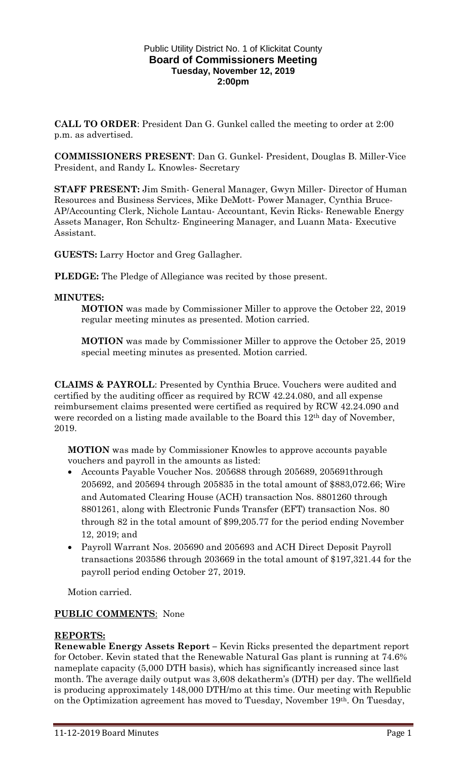Public Utility District No. 1 of Klickitat County
**Board of Commissioners Meeting**
**Tuesday, November 12, 2019**
**2:00pm**

**CALL TO ORDER**: President Dan G. Gunkel called the meeting to order at 2:00 p.m. as advertised.

**COMMISSIONERS PRESENT**: Dan G. Gunkel- President, Douglas B. Miller-Vice President, and Randy L. Knowles- Secretary

**STAFF PRESENT:** Jim Smith- General Manager, Gwyn Miller- Director of Human Resources and Business Services, Mike DeMott- Power Manager, Cynthia Bruce-AP/Accounting Clerk, Nichole Lantau- Accountant, Kevin Ricks- Renewable Energy Assets Manager, Ron Schultz- Engineering Manager, and Luann Mata- Executive Assistant.

**GUESTS:** Larry Hoctor and Greg Gallagher.

**PLEDGE:** The Pledge of Allegiance was recited by those present.

**MINUTES:**

**MOTION** was made by Commissioner Miller to approve the October 22, 2019 regular meeting minutes as presented. Motion carried.

**MOTION** was made by Commissioner Miller to approve the October 25, 2019 special meeting minutes as presented. Motion carried.

**CLAIMS & PAYROLL**: Presented by Cynthia Bruce. Vouchers were audited and certified by the auditing officer as required by RCW 42.24.080, and all expense reimbursement claims presented were certified as required by RCW 42.24.090 and were recorded on a listing made available to the Board this 12th day of November, 2019.

**MOTION** was made by Commissioner Knowles to approve accounts payable vouchers and payroll in the amounts as listed:

- Accounts Payable Voucher Nos. 205688 through 205689, 205691through 205692, and 205694 through 205835 in the total amount of $883,072.66; Wire and Automated Clearing House (ACH) transaction Nos. 8801260 through 8801261, along with Electronic Funds Transfer (EFT) transaction Nos. 80 through 82 in the total amount of $99,205.77 for the period ending November 12, 2019; and
- Payroll Warrant Nos. 205690 and 205693 and ACH Direct Deposit Payroll transactions 203586 through 203669 in the total amount of $197,321.44 for the payroll period ending October 27, 2019.

Motion carried.

**PUBLIC COMMENTS**: None

**REPORTS:**

**Renewable Energy Assets Report –** Kevin Ricks presented the department report for October. Kevin stated that the Renewable Natural Gas plant is running at 74.6% nameplate capacity (5,000 DTH basis), which has significantly increased since last month. The average daily output was 3,608 dekatherm's (DTH) per day. The wellfield is producing approximately 148,000 DTH/mo at this time. Our meeting with Republic on the Optimization agreement has moved to Tuesday, November 19th. On Tuesday,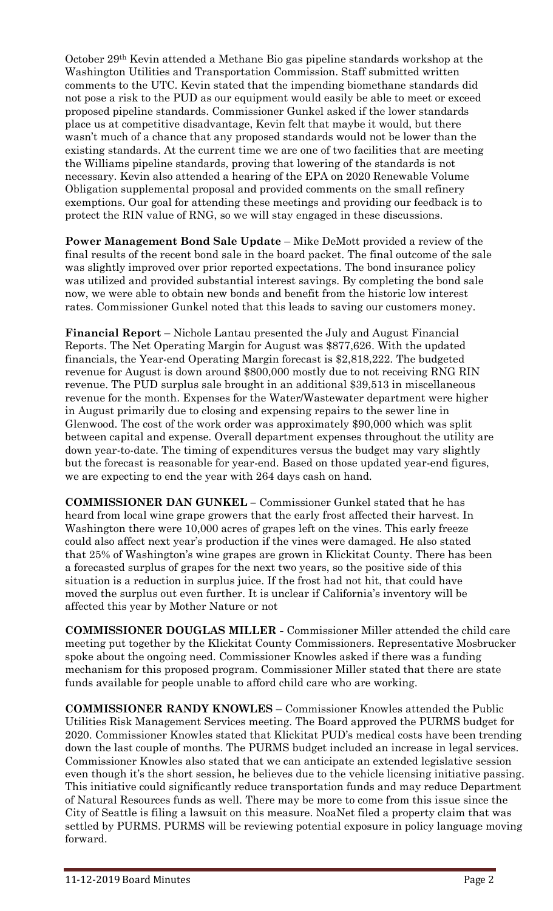October 29th Kevin attended a Methane Bio gas pipeline standards workshop at the Washington Utilities and Transportation Commission. Staff submitted written comments to the UTC. Kevin stated that the impending biomethane standards did not pose a risk to the PUD as our equipment would easily be able to meet or exceed proposed pipeline standards. Commissioner Gunkel asked if the lower standards place us at competitive disadvantage, Kevin felt that maybe it would, but there wasn't much of a chance that any proposed standards would not be lower than the existing standards. At the current time we are one of two facilities that are meeting the Williams pipeline standards, proving that lowering of the standards is not necessary. Kevin also attended a hearing of the EPA on 2020 Renewable Volume Obligation supplemental proposal and provided comments on the small refinery exemptions. Our goal for attending these meetings and providing our feedback is to protect the RIN value of RNG, so we will stay engaged in these discussions.

**Power Management Bond Sale Update** – Mike DeMott provided a review of the final results of the recent bond sale in the board packet. The final outcome of the sale was slightly improved over prior reported expectations. The bond insurance policy was utilized and provided substantial interest savings. By completing the bond sale now, we were able to obtain new bonds and benefit from the historic low interest rates. Commissioner Gunkel noted that this leads to saving our customers money.

**Financial Report** – Nichole Lantau presented the July and August Financial Reports. The Net Operating Margin for August was $877,626. With the updated financials, the Year-end Operating Margin forecast is $2,818,222. The budgeted revenue for August is down around $800,000 mostly due to not receiving RNG RIN revenue. The PUD surplus sale brought in an additional $39,513 in miscellaneous revenue for the month. Expenses for the Water/Wastewater department were higher in August primarily due to closing and expensing repairs to the sewer line in Glenwood. The cost of the work order was approximately $90,000 which was split between capital and expense. Overall department expenses throughout the utility are down year-to-date. The timing of expenditures versus the budget may vary slightly but the forecast is reasonable for year-end. Based on those updated year-end figures, we are expecting to end the year with 264 days cash on hand.

**COMMISSIONER DAN GUNKEL** – Commissioner Gunkel stated that he has heard from local wine grape growers that the early frost affected their harvest. In Washington there were 10,000 acres of grapes left on the vines. This early freeze could also affect next year's production if the vines were damaged. He also stated that 25% of Washington's wine grapes are grown in Klickitat County. There has been a forecasted surplus of grapes for the next two years, so the positive side of this situation is a reduction in surplus juice. If the frost had not hit, that could have moved the surplus out even further. It is unclear if California's inventory will be affected this year by Mother Nature or not

**COMMISSIONER DOUGLAS MILLER** - Commissioner Miller attended the child care meeting put together by the Klickitat County Commissioners. Representative Mosbrucker spoke about the ongoing need. Commissioner Knowles asked if there was a funding mechanism for this proposed program. Commissioner Miller stated that there are state funds available for people unable to afford child care who are working.

**COMMISSIONER RANDY KNOWLES** – Commissioner Knowles attended the Public Utilities Risk Management Services meeting. The Board approved the PURMS budget for 2020. Commissioner Knowles stated that Klickitat PUD's medical costs have been trending down the last couple of months. The PURMS budget included an increase in legal services. Commissioner Knowles also stated that we can anticipate an extended legislative session even though it's the short session, he believes due to the vehicle licensing initiative passing. This initiative could significantly reduce transportation funds and may reduce Department of Natural Resources funds as well. There may be more to come from this issue since the City of Seattle is filing a lawsuit on this measure. NoaNet filed a property claim that was settled by PURMS. PURMS will be reviewing potential exposure in policy language moving forward.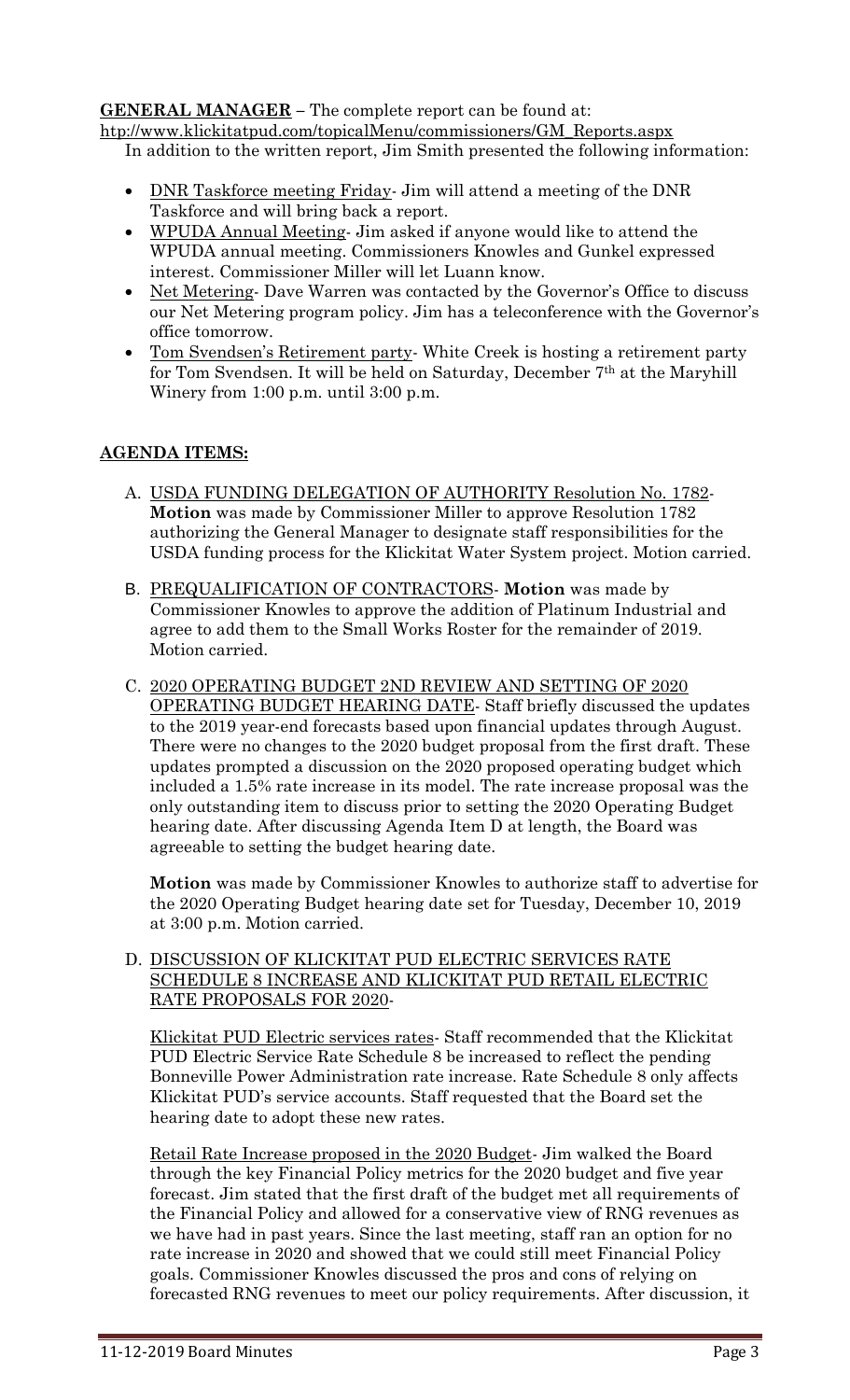**GENERAL MANAGER** – The complete report can be found at: http://www.klickitatpud.com/topicalMenu/commissioners/GM_Reports.aspx

In addition to the written report, Jim Smith presented the following information:

- DNR Taskforce meeting Friday- Jim will attend a meeting of the DNR Taskforce and will bring back a report.
- WPUDA Annual Meeting- Jim asked if anyone would like to attend the WPUDA annual meeting. Commissioners Knowles and Gunkel expressed interest. Commissioner Miller will let Luann know.
- Net Metering- Dave Warren was contacted by the Governor's Office to discuss our Net Metering program policy. Jim has a teleconference with the Governor's office tomorrow.
- Tom Svendsen's Retirement party- White Creek is hosting a retirement party for Tom Svendsen. It will be held on Saturday, December 7th at the Maryhill Winery from 1:00 p.m. until 3:00 p.m.

**AGENDA ITEMS:**

A. USDA FUNDING DELEGATION OF AUTHORITY Resolution No. 1782- **Motion** was made by Commissioner Miller to approve Resolution 1782 authorizing the General Manager to designate staff responsibilities for the USDA funding process for the Klickitat Water System project. Motion carried.

B. PREQUALIFICATION OF CONTRACTORS- **Motion** was made by Commissioner Knowles to approve the addition of Platinum Industrial and agree to add them to the Small Works Roster for the remainder of 2019. Motion carried.

C. 2020 OPERATING BUDGET 2ND REVIEW AND SETTING OF 2020 OPERATING BUDGET HEARING DATE- Staff briefly discussed the updates to the 2019 year-end forecasts based upon financial updates through August. There were no changes to the 2020 budget proposal from the first draft. These updates prompted a discussion on the 2020 proposed operating budget which included a 1.5% rate increase in its model. The rate increase proposal was the only outstanding item to discuss prior to setting the 2020 Operating Budget hearing date. After discussing Agenda Item D at length, the Board was agreeable to setting the budget hearing date.

   **Motion** was made by Commissioner Knowles to authorize staff to advertise for the 2020 Operating Budget hearing date set for Tuesday, December 10, 2019 at 3:00 p.m. Motion carried.

D. DISCUSSION OF KLICKITAT PUD ELECTRIC SERVICES RATE SCHEDULE 8 INCREASE AND KLICKITAT PUD RETAIL ELECTRIC RATE PROPOSALS FOR 2020-

   Klickitat PUD Electric services rates- Staff recommended that the Klickitat PUD Electric Service Rate Schedule 8 be increased to reflect the pending Bonneville Power Administration rate increase. Rate Schedule 8 only affects Klickitat PUD's service accounts. Staff requested that the Board set the hearing date to adopt these new rates.

   Retail Rate Increase proposed in the 2020 Budget- Jim walked the Board through the key Financial Policy metrics for the 2020 budget and five year forecast. Jim stated that the first draft of the budget met all requirements of the Financial Policy and allowed for a conservative view of RNG revenues as we have had in past years. Since the last meeting, staff ran an option for no rate increase in 2020 and showed that we could still meet Financial Policy goals. Commissioner Knowles discussed the pros and cons of relying on forecasted RNG revenues to meet our policy requirements. After discussion, it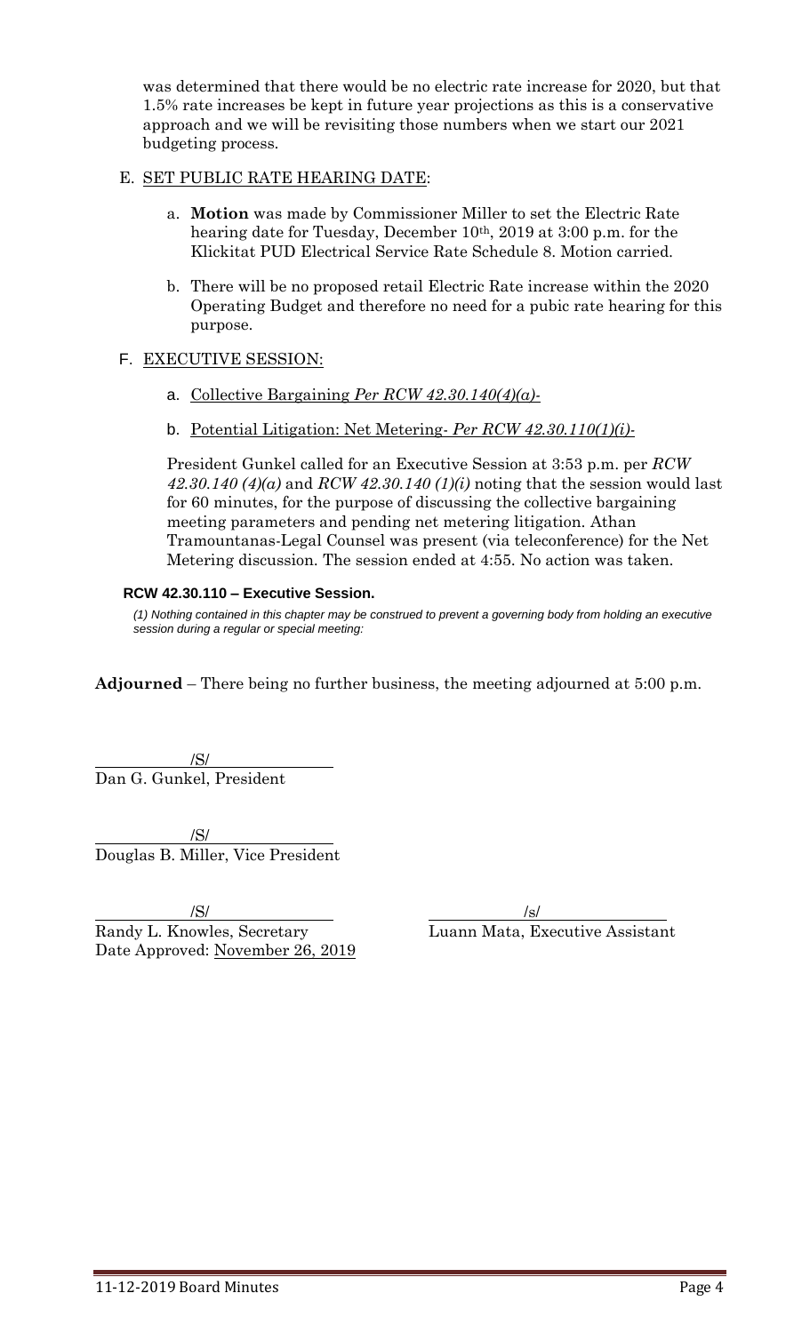was determined that there would be no electric rate increase for 2020, but that 1.5% rate increases be kept in future year projections as this is a conservative approach and we will be revisiting those numbers when we start our 2021 budgeting process.

E. SET PUBLIC RATE HEARING DATE:

a. **Motion** was made by Commissioner Miller to set the Electric Rate hearing date for Tuesday, December 10th, 2019 at 3:00 p.m. for the Klickitat PUD Electrical Service Rate Schedule 8. Motion carried.

b. There will be no proposed retail Electric Rate increase within the 2020 Operating Budget and therefore no need for a pubic rate hearing for this purpose.

F. EXECUTIVE SESSION:

a. Collective Bargaining *Per RCW 42.30.140(4)(a)-*

b. Potential Litigation: Net Metering- *Per RCW 42.30.110(1)(i)-*

President Gunkel called for an Executive Session at 3:53 p.m. per *RCW 42.30.140 (4)(a)* and *RCW 42.30.140 (1)(i)* noting that the session would last for 60 minutes, for the purpose of discussing the collective bargaining meeting parameters and pending net metering litigation. Athan Tramountanas-Legal Counsel was present (via teleconference) for the Net Metering discussion. The session ended at 4:55. No action was taken.

**RCW 42.30.110 – Executive Session.**

*(1) Nothing contained in this chapter may be construed to prevent a governing body from holding an executive session during a regular or special meeting:*

**Adjourned** – There being no further business, the meeting adjourned at 5:00 p.m.

/S/
Dan G. Gunkel, President

/S/
Douglas B. Miller, Vice President

/S/
Randy L. Knowles, Secretary
Date Approved: November 26, 2019

/s/
Luann Mata, Executive Assistant